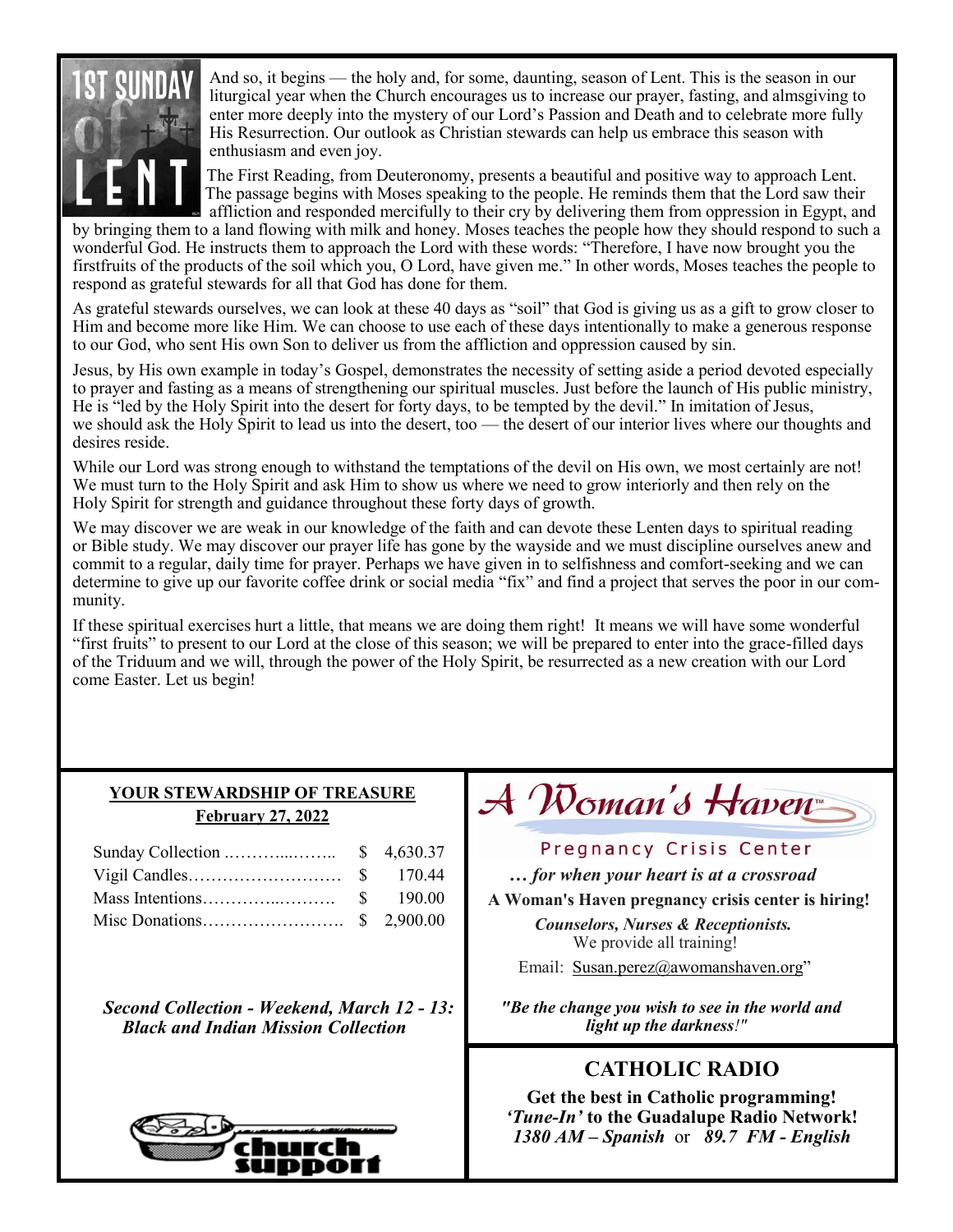# 1ST SUNDAY of LENT

And so, it begins — the holy and, for some, daunting, season of Lent. This is the season in our liturgical year when the Church encourages us to increase our prayer, fasting, and almsgiving to enter more deeply into the mystery of our Lord's Passion and Death and to celebrate more fully His Resurrection. Our outlook as Christian stewards can help us embrace this season with enthusiasm and even joy.

The First Reading, from Deuteronomy, presents a beautiful and positive way to approach Lent. The passage begins with Moses speaking to the people. He reminds them that the Lord saw their affliction and responded mercifully to their cry by delivering them from oppression in Egypt, and by bringing them to a land flowing with milk and honey. Moses teaches the people how they should respond to such a wonderful God. He instructs them to approach the Lord with these words: "Therefore, I have now brought you the firstfruits of the products of the soil which you, O Lord, have given me." In other words, Moses teaches the people to respond as grateful stewards for all that God has done for them.

As grateful stewards ourselves, we can look at these 40 days as "soil" that God is giving us as a gift to grow closer to Him and become more like Him. We can choose to use each of these days intentionally to make a generous response to our God, who sent His own Son to deliver us from the affliction and oppression caused by sin.

Jesus, by His own example in today's Gospel, demonstrates the necessity of setting aside a period devoted especially to prayer and fasting as a means of strengthening our spiritual muscles. Just before the launch of His public ministry, He is "led by the Holy Spirit into the desert for forty days, to be tempted by the devil." In imitation of Jesus, we should ask the Holy Spirit to lead us into the desert, too — the desert of our interior lives where our thoughts and desires reside.

While our Lord was strong enough to withstand the temptations of the devil on His own, we most certainly are not! We must turn to the Holy Spirit and ask Him to show us where we need to grow interiorly and then rely on the Holy Spirit for strength and guidance throughout these forty days of growth.

We may discover we are weak in our knowledge of the faith and can devote these Lenten days to spiritual reading or Bible study. We may discover our prayer life has gone by the wayside and we must discipline ourselves anew and commit to a regular, daily time for prayer. Perhaps we have given in to selfishness and comfort-seeking and we can determine to give up our favorite coffee drink or social media "fix" and find a project that serves the poor in our community.

If these spiritual exercises hurt a little, that means we are doing them right! It means we will have some wonderful "first fruits" to present to our Lord at the close of this season; we will be prepared to enter into the grace-filled days of the Triduum and we will, through the power of the Holy Spirit, be resurrected as a new creation with our Lord come Easter. Let us begin!

## YOUR STEWARDSHIP OF TREASURE

**February 27, 2022**

| | |
|---|---|
| Sunday Collection ………...…….. | $ 4,630.37 |
| Vigil Candles……………………… | $ 170.44 |
| Mass Intentions…………..………. | $ 190.00 |
| Misc Donations……………………. | $ 2,900.00 |

***Second Collection - Weekend, March 12 - 13: Black and Indian Mission Collection***

church support

## A Woman's Haven™

Pregnancy Crisis Center

***… for when your heart is at a crossroad***

**A Woman's Haven pregnancy crisis center is hiring!**

***Counselors, Nurses & Receptionists.***
We provide all training!

Email: Susan.perez@awomanshaven.org"

***"Be the change you wish to see in the world and light up the darkness!"***

## CATHOLIC RADIO

**Get the best in Catholic programming!**
**'*Tune-In*' to the Guadalupe Radio Network!**
***1380 AM – Spanish*** or ***89.7 FM - English***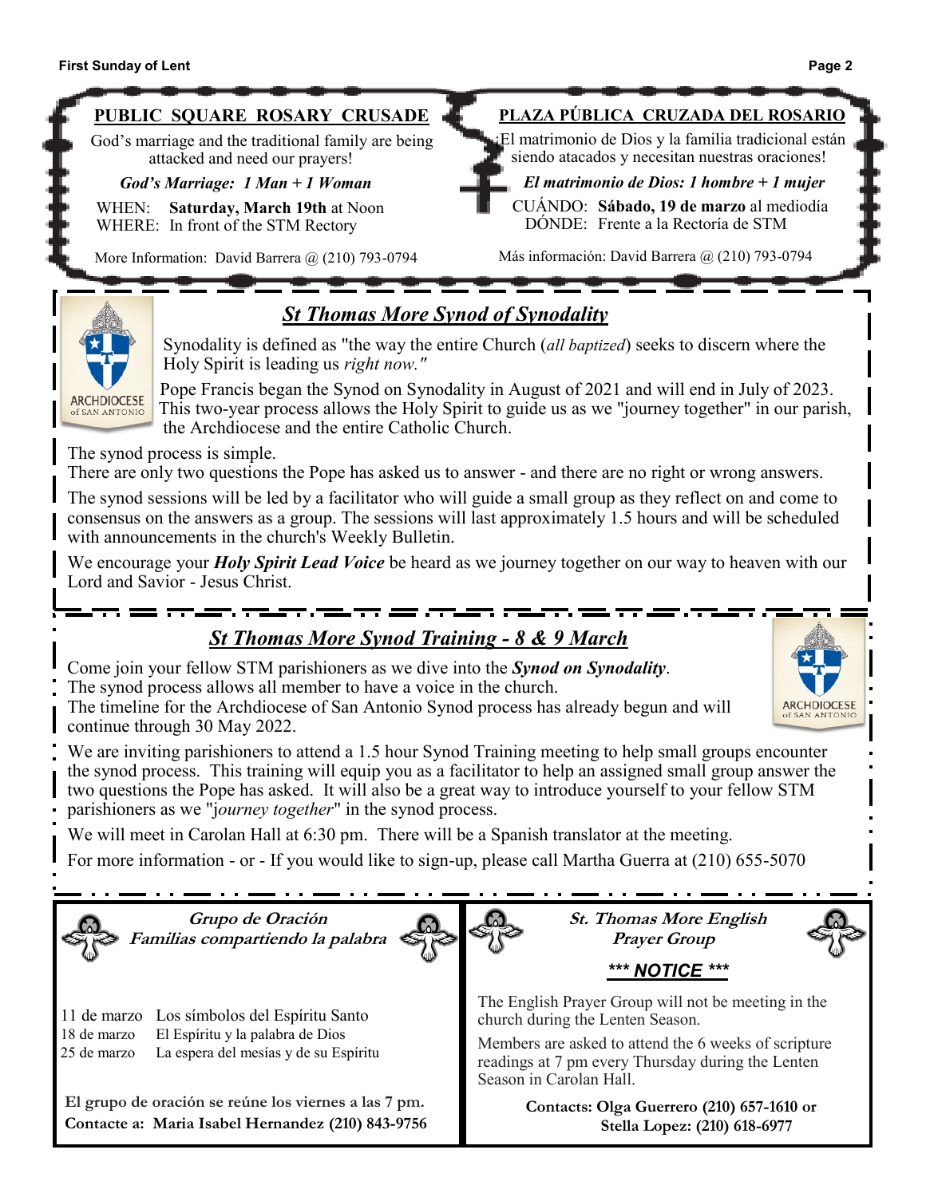## PUBLIC SQUARE ROSARY CRUSADE

God's marriage and the traditional family are being attacked and need our prayers!

***God's Marriage: 1 Man + 1 Woman***

WHEN: **Saturday, March 19th** at Noon
WHERE: In front of the STM Rectory

More Information: David Barrera @ (210) 793-0794

## PLAZA PÚBLICA CRUZADA DEL ROSARIO

¡El matrimonio de Dios y la familia tradicional están siendo atacados y necesitan nuestras oraciones!

***El matrimonio de Dios: 1 hombre + 1 mujer***

CUÁNDO: **Sábado, 19 de marzo** al mediodía
DÓNDE: Frente a la Rectoría de STM

Más información: David Barrera @ (210) 793-0794

## *St Thomas More Synod of Synodality*

ARCHDIOCESE of SAN ANTONIO

Synodality is defined as "the way the entire Church (*all baptized*) seeks to discern where the Holy Spirit is leading us *right now."*

Pope Francis began the Synod on Synodality in August of 2021 and will end in July of 2023. This two-year process allows the Holy Spirit to guide us as we "journey together" in our parish, the Archdiocese and the entire Catholic Church.

The synod process is simple.
There are only two questions the Pope has asked us to answer - and there are no right or wrong answers.

The synod sessions will be led by a facilitator who will guide a small group as they reflect on and come to consensus on the answers as a group. The sessions will last approximately 1.5 hours and will be scheduled with announcements in the church's Weekly Bulletin.

We encourage your ***Holy Spirit Lead Voice*** be heard as we journey together on our way to heaven with our Lord and Savior - Jesus Christ.

## *St Thomas More Synod Training - 8 & 9 March*

ARCHDIOCESE of SAN ANTONIO

Come join your fellow STM parishioners as we dive into the ***Synod on Synodality***.
The synod process allows all member to have a voice in the church.
The timeline for the Archdiocese of San Antonio Synod process has already begun and will continue through 30 May 2022.

We are inviting parishioners to attend a 1.5 hour Synod Training meeting to help small groups encounter the synod process. This training will equip you as a facilitator to help an assigned small group answer the two questions the Pope has asked. It will also be a great way to introduce yourself to your fellow STM parishioners as we "*journey together*" in the synod process.

We will meet in Carolan Hall at 6:30 pm. There will be a Spanish translator at the meeting.

For more information - or - If you would like to sign-up, please call Martha Guerra at (210) 655-5070

### *Grupo de Oración Familias compartiendo la palabra*

11 de marzo Los símbolos del Espíritu Santo
18 de marzo El Espíritu y la palabra de Dios
25 de marzo La espera del mesías y de su Espíritu

**El grupo de oración se reúne los viernes a las 7 pm.**
**Contacte a: Maria Isabel Hernandez (210) 843-9756**

### *St. Thomas More English Prayer Group*

***\*\*\* NOTICE \*\*\****

The English Prayer Group will not be meeting in the church during the Lenten Season.

Members are asked to attend the 6 weeks of scripture readings at 7 pm every Thursday during the Lenten Season in Carolan Hall.

**Contacts: Olga Guerrero (210) 657-1610 or Stella Lopez: (210) 618-6977**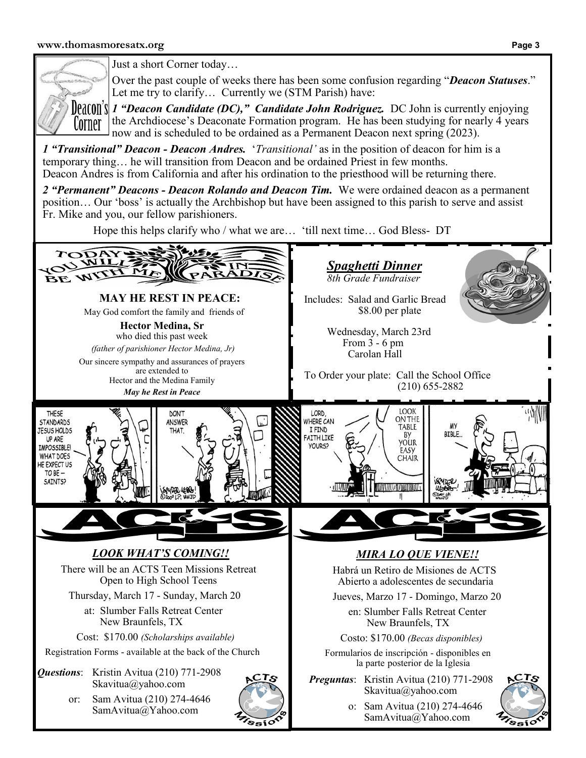## Deacon's Corner

Just a short Corner today…

Over the past couple of weeks there has been some confusion regarding "***Deacon Statuses***." Let me try to clarify… Currently we (STM Parish) have:

***1 "Deacon Candidate (DC)," Candidate John Rodriguez.*** DC John is currently enjoying the Archdiocese's Deaconate Formation program. He has been studying for nearly 4 years now and is scheduled to be ordained as a Permanent Deacon next spring (2023).

***1 "Transitional" Deacon - Deacon Andres.*** '*Transitional'* as in the position of deacon for him is a temporary thing… he will transition from Deacon and be ordained Priest in few months. Deacon Andres is from California and after his ordination to the priesthood will be returning there.

***2 "Permanent" Deacons - Deacon Rolando and Deacon Tim.*** We were ordained deacon as a permanent position… Our 'boss' is actually the Archbishop but have been assigned to this parish to serve and assist Fr. Mike and you, our fellow parishioners.

Hope this helps clarify who / what we are… 'till next time… God Bless- DT

---

TODAY YOU WILL BE WITH ME IN PARADISE

**MAY HE REST IN PEACE:**

May God comfort the family and friends of

**Hector Medina, Sr**
who died this past week

*(father of parishioner Hector Medina, Jr)*

Our sincere sympathy and assurances of prayers are extended to Hector and the Medina Family

***May he Rest in Peace***

---

## *Spaghetti Dinner*

*8th Grade Fundraiser*

Includes: Salad and Garlic Bread
$8.00 per plate

Wednesday, March 23rd
From 3 - 6 pm
Carolan Hall

To Order your plate: Call the School Office (210) 655-2882

---

## ACTS

### *LOOK WHAT'S COMING!!*

There will be an ACTS Teen Missions Retreat
Open to High School Teens

Thursday, March 17 - Sunday, March 20

at: Slumber Falls Retreat Center
New Braunfels, TX

Cost: $170.00 *(Scholarships available)*

Registration Forms - available at the back of the Church

***Questions***: Kristin Avitua (210) 771-2908
Skavitua@yahoo.com

or: Sam Avitua (210) 274-4646
SamAvitua@Yahoo.com

---

## ACTS

### *MIRA LO QUE VIENE!!*

Habrá un Retiro de Misiones de ACTS
Abierto a adolescentes de secundaria

Jueves, Marzo 17 - Domingo, Marzo 20

en: Slumber Falls Retreat Center
New Braunfels, TX

Costo: $170.00 *(Becas disponibles)*

Formularios de inscripción - disponibles en la parte posterior de la Iglesia

***Preguntas***: Kristin Avitua (210) 771-2908
Skavitua@yahoo.com

o: Sam Avitua (210) 274-4646
SamAvitua@Yahoo.com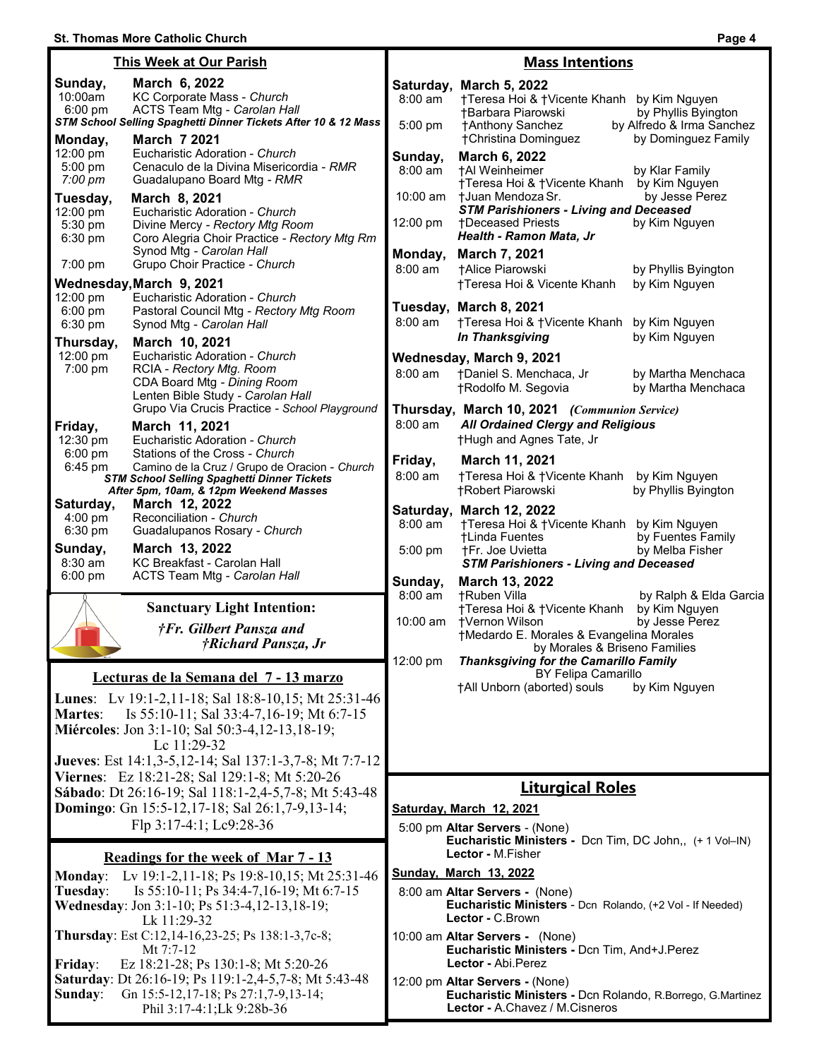## This Week at Our Parish

**Sunday, March 6, 2022**
- 10:00am KC Corporate Mass - *Church*
- 6:00 pm ACTS Team Mtg - *Carolan Hall*

***STM School Selling Spaghetti Dinner Tickets After 10 & 12 Mass***

**Monday, March 7 2021**
- 12:00 pm Eucharistic Adoration - *Church*
- 5:00 pm Cenaculo de la Divina Misericordia - *RMR*
- *7:00 pm* Guadalupano Board Mtg - *RMR*

**Tuesday, March 8, 2021**
- 12:00 pm Eucharistic Adoration - *Church*
- 5:30 pm Divine Mercy - *Rectory Mtg Room*
- 6:30 pm Coro Alegria Choir Practice - *Rectory Mtg Rm*
  Synod Mtg - *Carolan Hall*
- 7:00 pm Grupo Choir Practice - *Church*

**Wednesday, March 9, 2021**
- 12:00 pm Eucharistic Adoration - *Church*
- 6:00 pm Pastoral Council Mtg - *Rectory Mtg Room*
- 6:30 pm Synod Mtg - *Carolan Hall*

**Thursday, March 10, 2021**
- 12:00 pm Eucharistic Adoration - *Church*
- 7:00 pm RCIA - *Rectory Mtg. Room*
  CDA Board Mtg - *Dining Room*
  Lenten Bible Study - *Carolan Hall*
  Grupo Via Crucis Practice - *School Playground*

**Friday, March 11, 2021**
- 12:30 pm Eucharistic Adoration - *Church*
- 6:00 pm Stations of the Cross - *Church*
- 6:45 pm Camino de la Cruz / Grupo de Oracion - *Church*

***STM School Selling Spaghetti Dinner Tickets After 5pm, 10am, & 12pm Weekend Masses***

**Saturday, March 12, 2022**
- 4:00 pm Reconciliation - *Church*
- 6:30 pm Guadalupanos Rosary - *Church*

**Sunday, March 13, 2022**
- 8:30 am KC Breakfast - Carolan Hall
- 6:00 pm ACTS Team Mtg - *Carolan Hall*

### Sanctuary Light Intention:

*†Fr. Gilbert Pansza and †Richard Pansza, Jr*

### Lecturas de la Semana del 7 - 13 marzo

**Lunes**: Lv 19:1-2,11-18; Sal 18:8-10,15; Mt 25:31-46
**Martes**: Is 55:10-11; Sal 33:4-7,16-19; Mt 6:7-15
**Miércoles**: Jon 3:1-10; Sal 50:3-4,12-13,18-19; Lc 11:29-32
**Jueves**: Est 14:1,3-5,12-14; Sal 137:1-3,7-8; Mt 7:7-12
**Viernes**: Ez 18:21-28; Sal 129:1-8; Mt 5:20-26
**Sábado**: Dt 26:16-19; Sal 118:1-2,4-5,7-8; Mt 5:43-48
**Domingo**: Gn 15:5-12,17-18; Sal 26:1,7-9,13-14; Flp 3:17-4:1; Lc9:28-36

### Readings for the week of Mar 7 - 13

**Monday**: Lv 19:1-2,11-18; Ps 19:8-10,15; Mt 25:31-46
**Tuesday**: Is 55:10-11; Ps 34:4-7,16-19; Mt 6:7-15
**Wednesday**: Jon 3:1-10; Ps 51:3-4,12-13,18-19; Lk 11:29-32
**Thursday**: Est C:12,14-16,23-25; Ps 138:1-3,7c-8; Mt 7:7-12
**Friday**: Ez 18:21-28; Ps 130:1-8; Mt 5:20-26
**Saturday**: Dt 26:16-19; Ps 119:1-2,4-5,7-8; Mt 5:43-48
**Sunday**: Gn 15:5-12,17-18; Ps 27:1,7-9,13-14; Phil 3:17-4:1;Lk 9:28b-36

## Mass Intentions

**Saturday, March 5, 2022**
- 8:00 am †Teresa Hoi & †Vicente Khanh by Kim Nguyen
  †Barbara Piarowski by Phyllis Byington
- 5:00 pm †Anthony Sanchez by Alfredo & Irma Sanchez
  †Christina Dominguez by Dominguez Family

**Sunday, March 6, 2022**
- 8:00 am †Al Weinheimer by Klar Family
  †Teresa Hoi & †Vicente Khanh by Kim Nguyen
- 10:00 am †Juan Mendoza Sr. by Jesse Perez
  ***STM Parishioners - Living and Deceased***
- 12:00 pm †Deceased Priests by Kim Nguyen
  ***Health - Ramon Mata, Jr***

**Monday, March 7, 2021**
- 8:00 am †Alice Piarowski by Phyllis Byington
  †Teresa Hoi & Vicente Khanh by Kim Nguyen

**Tuesday, March 8, 2021**
- 8:00 am †Teresa Hoi & †Vicente Khanh by Kim Nguyen
  ***In Thanksgiving*** by Kim Nguyen

**Wednesday, March 9, 2021**
- 8:00 am †Daniel S. Menchaca, Jr by Martha Menchaca
  †Rodolfo M. Segovia by Martha Menchaca

**Thursday, March 10, 2021** *(Communion Service)*
- 8:00 am ***All Ordained Clergy and Religious***
  †Hugh and Agnes Tate, Jr

**Friday, March 11, 2021**
- 8:00 am †Teresa Hoi & †Vicente Khanh by Kim Nguyen
  †Robert Piarowski by Phyllis Byington

**Saturday, March 12, 2022**
- 8:00 am †Teresa Hoi & †Vicente Khanh by Kim Nguyen
  †Linda Fuentes by Fuentes Family
- 5:00 pm †Fr. Joe Uvietta by Melba Fisher
  ***STM Parishioners - Living and Deceased***

**Sunday, March 13, 2022**
- 8:00 am †Ruben Villa by Ralph & Elda Garcia
  †Teresa Hoi & †Vicente Khanh by Kim Nguyen
- 10:00 am †Vernon Wilson by Jesse Perez
  †Medardo E. Morales & Evangelina Morales by Morales & Briseno Families
- 12:00 pm ***Thanksgiving for the Camarillo Family*** BY Felipa Camarillo
  †All Unborn (aborted) souls by Kim Nguyen

## Liturgical Roles

**Saturday, March 12, 2021**

5:00 pm **Altar Servers** - (None)
**Eucharistic Ministers -** Dcn Tim, DC John,, (+ 1 Vol–IN)
**Lector -** M.Fisher

**Sunday, March 13, 2022**

8:00 am **Altar Servers -** (None)
**Eucharistic Ministers** - Dcn Rolando, (+2 Vol - If Needed)
**Lector -** C.Brown

10:00 am **Altar Servers -** (None)
**Eucharistic Ministers -** Dcn Tim, And+J.Perez
**Lector -** Abi.Perez

12:00 pm **Altar Servers -** (None)
**Eucharistic Ministers -** Dcn Rolando, R.Borrego, G.Martinez
**Lector -** A.Chavez / M.Cisneros